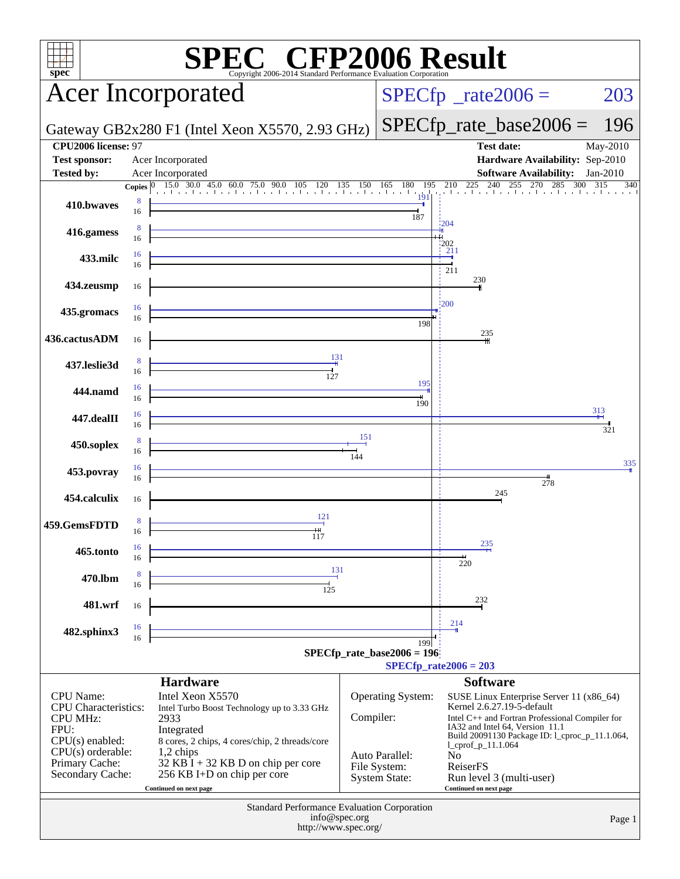# SPEC CFP2006 Result

Copyright 2006-2014 Standard Performance Evaluation Corporation

## Acer Incorporated

Gateway GB2x280 F1 (Intel Xeon X5570, 2.93 GHz)

SPECfp_rate2006 = 203

SPECfp_rate_base2006 = 196

| | | | |
|---|---|---|---|
| **CPU2006 license:** 97 | | **Test date:** | May-2010 |
| **Test sponsor:** | Acer Incorporated | **Hardware Availability:** | Sep-2010 |
| **Tested by:** | Acer Incorporated | **Software Availability:** | Jan-2010 |

| Benchmark | Copies (peak) | Copies (base) | Peak | Base |
|---|---|---|---|---|
| 410.bwaves | 8 | 16 | 191 | 187 |
| 416.gamess | 8 | 16 | 204 | 202 |
| 433.milc | 16 | 16 | 211 | 211 |
| 434.zeusmp | | 16 | | 230 |
| 435.gromacs | 16 | 16 | 200 | 198 |
| 436.cactusADM | | 16 | | 235 |
| 437.leslie3d | 8 | 16 | 131 | 127 |
| 444.namd | 16 | 16 | 195 | 190 |
| 447.dealII | 16 | 16 | 313 | 321 |
| 450.soplex | 8 | 16 | 151 | 144 |
| 453.povray | 16 | 16 | 335 | 278 |
| 454.calculix | | 16 | | 245 |
| 459.GemsFDTD | 8 | 16 | 121 | 117 |
| 465.tonto | 16 | 16 | 235 | 220 |
| 470.lbm | 8 | 16 | 131 | 125 |
| 481.wrf | | 16 | | 232 |
| 482.sphinx3 | 16 | 16 | 214 | 199 |

SPECfp_rate_base2006 = 196

SPECfp_rate2006 = 203

### Hardware

| | |
|---|---|
| CPU Name: | Intel Xeon X5570 |
| CPU Characteristics: | Intel Turbo Boost Technology up to 3.33 GHz |
| CPU MHz: | 2933 |
| FPU: | Integrated |
| CPU(s) enabled: | 8 cores, 2 chips, 4 cores/chip, 2 threads/core |
| CPU(s) orderable: | 1,2 chips |
| Primary Cache: | 32 KB I + 32 KB D on chip per core |
| Secondary Cache: | 256 KB I+D on chip per core |

Continued on next page

### Software

| | |
|---|---|
| Operating System: | SUSE Linux Enterprise Server 11 (x86_64) Kernel 2.6.27.19-5-default |
| Compiler: | Intel C++ and Fortran Professional Compiler for IA32 and Intel 64, Version 11.1 Build 20091130 Package ID: l_cproc_p_11.1.064, l_cprof_p_11.1.064 |
| Auto Parallel: | No |
| File System: | ReiserFS |
| System State: | Run level 3 (multi-user) |

Continued on next page

Standard Performance Evaluation Corporation
info@spec.org
http://www.spec.org/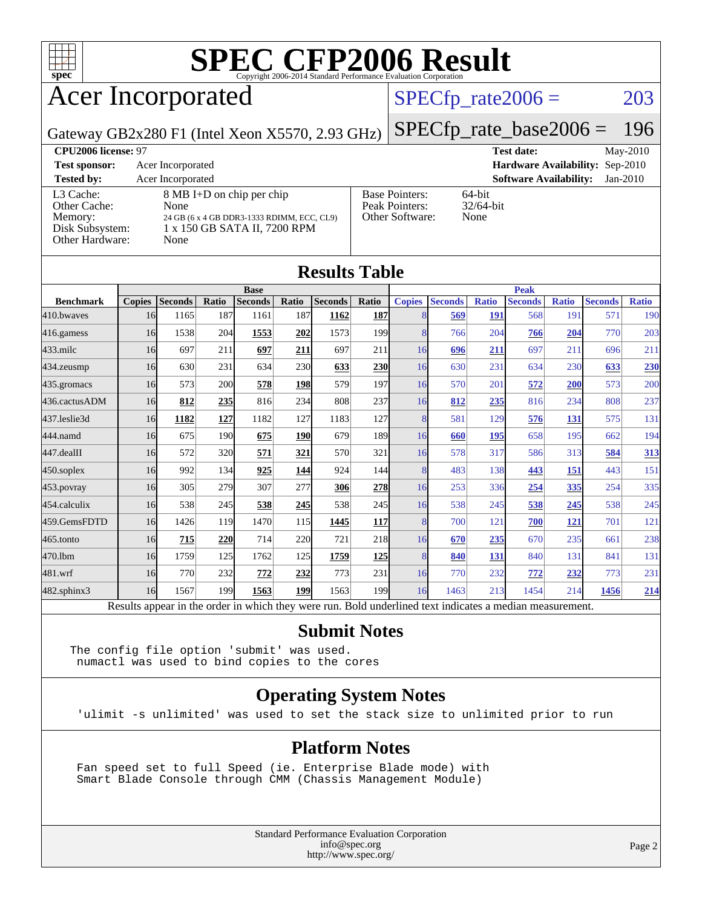# SPEC CFP2006 Result

Copyright 2006-2014 Standard Performance Evaluation Corporation

## Acer Incorporated

Gateway GB2x280 F1 (Intel Xeon X5570, 2.93 GHz)

SPECfp_rate2006 = 203

SPECfp_rate_base2006 = 196

**CPU2006 license:** 97 **Test date:** May-2010

**Test sponsor:** Acer Incorporated **Hardware Availability:** Sep-2010

**Tested by:** Acer Incorporated **Software Availability:** Jan-2010

| | |
|---|---|
| L3 Cache: | 8 MB I+D on chip per chip |
| Other Cache: | None |
| Memory: | 24 GB (6 x 4 GB DDR3-1333 RDIMM, ECC, CL9) |
| Disk Subsystem: | 1 x 150 GB SATA II, 7200 RPM |
| Other Hardware: | None |

| | |
|---|---|
| Base Pointers: | 64-bit |
| Peak Pointers: | 32/64-bit |
| Other Software: | None |

## Results Table

| | Base | | | | | | | Peak | | | | | | |
|---|---|---|---|---|---|---|---|---|---|---|---|---|---|---|
| **Benchmark** | **Copies** | **Seconds** | **Ratio** | **Seconds** | **Ratio** | **Seconds** | **Ratio** | **Copies** | **Seconds** | **Ratio** | **Seconds** | **Ratio** | **Seconds** | **Ratio** |
| 410.bwaves | 16 | 1165 | 187 | 1161 | 187 | **1162** | **187** | 8 | **569** | **191** | 568 | 191 | 571 | 190 |
| 416.gamess | 16 | 1538 | 204 | **1553** | **202** | 1573 | 199 | 8 | 766 | 204 | **766** | **204** | 770 | 203 |
| 433.milc | 16 | 697 | 211 | **697** | **211** | 697 | 211 | 16 | **696** | **211** | 697 | 211 | 696 | 211 |
| 434.zeusmp | 16 | 630 | 231 | 634 | 230 | **633** | **230** | 16 | 630 | 231 | 634 | 230 | **633** | **230** |
| 435.gromacs | 16 | 573 | 200 | **578** | **198** | 579 | 197 | 16 | 570 | 201 | **572** | **200** | 573 | 200 |
| 436.cactusADM | 16 | **812** | **235** | 816 | 234 | 808 | 237 | 16 | **812** | **235** | 816 | 234 | 808 | 237 |
| 437.leslie3d | 16 | **1182** | **127** | 1182 | 127 | 1183 | 127 | 8 | 581 | 129 | **576** | **131** | 575 | 131 |
| 444.namd | 16 | 675 | 190 | **675** | **190** | 679 | 189 | 16 | **660** | **195** | 658 | 195 | 662 | 194 |
| 447.dealII | 16 | 572 | 320 | **571** | **321** | 570 | 321 | 16 | 578 | 317 | 586 | 313 | **584** | **313** |
| 450.soplex | 16 | 992 | 134 | **925** | **144** | 924 | 144 | 8 | 483 | 138 | **443** | **151** | 443 | 151 |
| 453.povray | 16 | 305 | 279 | 307 | 277 | **306** | **278** | 16 | 253 | 336 | **254** | **335** | 254 | 335 |
| 454.calculix | 16 | 538 | 245 | **538** | **245** | 538 | 245 | 16 | 538 | 245 | **538** | **245** | 538 | 245 |
| 459.GemsFDTD | 16 | 1426 | 119 | 1470 | 115 | **1445** | **117** | 8 | 700 | 121 | **700** | **121** | 701 | 121 |
| 465.tonto | 16 | **715** | **220** | 714 | 220 | 721 | 218 | 16 | **670** | **235** | 670 | 235 | 661 | 238 |
| 470.lbm | 16 | 1759 | 125 | 1762 | 125 | **1759** | **125** | 8 | **840** | **131** | 840 | 131 | 841 | 131 |
| 481.wrf | 16 | 770 | 232 | **772** | **232** | 773 | 231 | 16 | 770 | 232 | **772** | **232** | 773 | 231 |
| 482.sphinx3 | 16 | 1567 | 199 | **1563** | **199** | 1563 | 199 | 16 | 1463 | 213 | 1454 | 214 | **1456** | **214** |

Results appear in the order in which they were run. Bold underlined text indicates a median measurement.

## Submit Notes

```
The config file option 'submit' was used.
 numactl was used to bind copies to the cores
```

## Operating System Notes

```
'ulimit -s unlimited' was used to set the stack size to unlimited prior to run
```

## Platform Notes

```
Fan speed set to full Speed (ie. Enterprise Blade mode) with
Smart Blade Console through CMM (Chassis Management Module)
```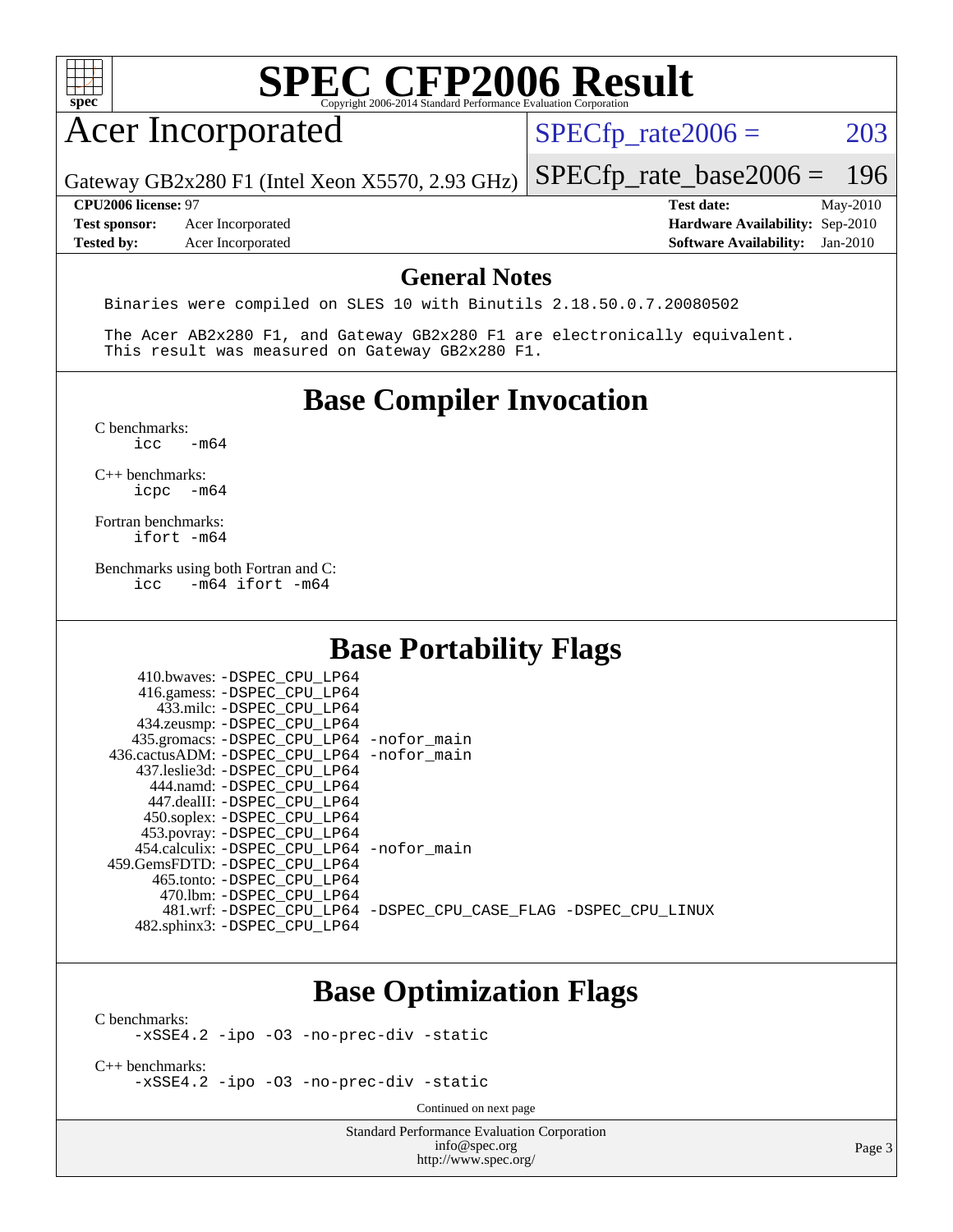# SPEC CFP2006 Result

Copyright 2006-2014 Standard Performance Evaluation Corporation

## Acer Incorporated

Gateway GB2x280 F1 (Intel Xeon X5570, 2.93 GHz)

SPECfp_rate2006 = 203

SPECfp_rate_base2006 = 196

| | | | |
|---|---|---|---|
| **CPU2006 license:** 97 | | **Test date:** | May-2010 |
| **Test sponsor:** | Acer Incorporated | **Hardware Availability:** | Sep-2010 |
| **Tested by:** | Acer Incorporated | **Software Availability:** | Jan-2010 |

## General Notes

```
Binaries were compiled on SLES 10 with Binutils 2.18.50.0.7.20080502

The Acer AB2x280 F1, and Gateway GB2x280 F1 are electronically equivalent.
This result was measured on Gateway GB2x280 F1.
```

## Base Compiler Invocation

C benchmarks:
```
icc   -m64
```

C++ benchmarks:
```
icpc  -m64
```

Fortran benchmarks:
```
ifort -m64
```

Benchmarks using both Fortran and C:
```
icc   -m64 ifort -m64
```

## Base Portability Flags

```
   410.bwaves: -DSPEC_CPU_LP64
   416.gamess: -DSPEC_CPU_LP64
     433.milc: -DSPEC_CPU_LP64
   434.zeusmp: -DSPEC_CPU_LP64
  435.gromacs: -DSPEC_CPU_LP64 -nofor_main
436.cactusADM: -DSPEC_CPU_LP64 -nofor_main
  437.leslie3d: -DSPEC_CPU_LP64
     444.namd: -DSPEC_CPU_LP64
   447.dealII: -DSPEC_CPU_LP64
   450.soplex: -DSPEC_CPU_LP64
   453.povray: -DSPEC_CPU_LP64
 454.calculix: -DSPEC_CPU_LP64 -nofor_main
459.GemsFDTD: -DSPEC_CPU_LP64
    465.tonto: -DSPEC_CPU_LP64
      470.lbm: -DSPEC_CPU_LP64
      481.wrf: -DSPEC_CPU_LP64 -DSPEC_CPU_CASE_FLAG -DSPEC_CPU_LINUX
  482.sphinx3: -DSPEC_CPU_LP64
```

## Base Optimization Flags

C benchmarks:
```
-xSSE4.2 -ipo -O3 -no-prec-div -static
```

C++ benchmarks:
```
-xSSE4.2 -ipo -O3 -no-prec-div -static
```

Continued on next page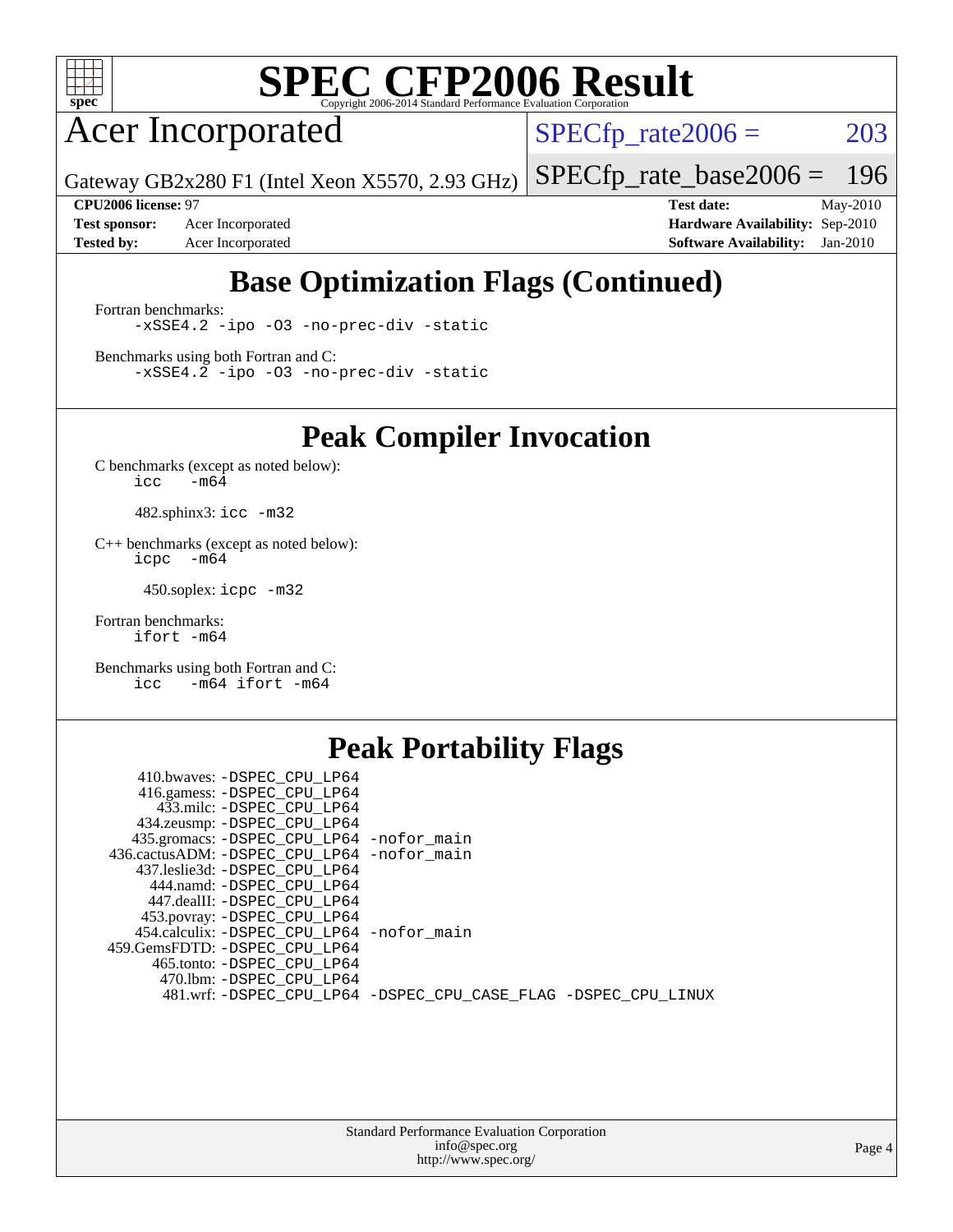# SPEC CFP2006 Result

Copyright 2006-2014 Standard Performance Evaluation Corporation

## Acer Incorporated

Gateway GB2x280 F1 (Intel Xeon X5570, 2.93 GHz)

SPECfp_rate2006 = 203

SPECfp_rate_base2006 = 196

**CPU2006 license:** 97
**Test sponsor:** Acer Incorporated
**Tested by:** Acer Incorporated

**Test date:** May-2010
**Hardware Availability:** Sep-2010
**Software Availability:** Jan-2010

## Base Optimization Flags (Continued)

Fortran benchmarks:

```
-xSSE4.2 -ipo -O3 -no-prec-div -static
```

Benchmarks using both Fortran and C:

```
-xSSE4.2 -ipo -O3 -no-prec-div -static
```

## Peak Compiler Invocation

C benchmarks (except as noted below):

```
icc   -m64
```

482.sphinx3: `icc -m32`

C++ benchmarks (except as noted below):

```
icpc  -m64
```

450.soplex: `icpc -m32`

Fortran benchmarks:

```
ifort -m64
```

Benchmarks using both Fortran and C:

```
icc   -m64 ifort -m64
```

## Peak Portability Flags

410.bwaves: `-DSPEC_CPU_LP64`
416.gamess: `-DSPEC_CPU_LP64`
433.milc: `-DSPEC_CPU_LP64`
434.zeusmp: `-DSPEC_CPU_LP64`
435.gromacs: `-DSPEC_CPU_LP64 -nofor_main`
436.cactusADM: `-DSPEC_CPU_LP64 -nofor_main`
437.leslie3d: `-DSPEC_CPU_LP64`
444.namd: `-DSPEC_CPU_LP64`
447.dealII: `-DSPEC_CPU_LP64`
453.povray: `-DSPEC_CPU_LP64`
454.calculix: `-DSPEC_CPU_LP64 -nofor_main`
459.GemsFDTD: `-DSPEC_CPU_LP64`
465.tonto: `-DSPEC_CPU_LP64`
470.lbm: `-DSPEC_CPU_LP64`
481.wrf: `-DSPEC_CPU_LP64 -DSPEC_CPU_CASE_FLAG -DSPEC_CPU_LINUX`

Standard Performance Evaluation Corporation
info@spec.org
http://www.spec.org/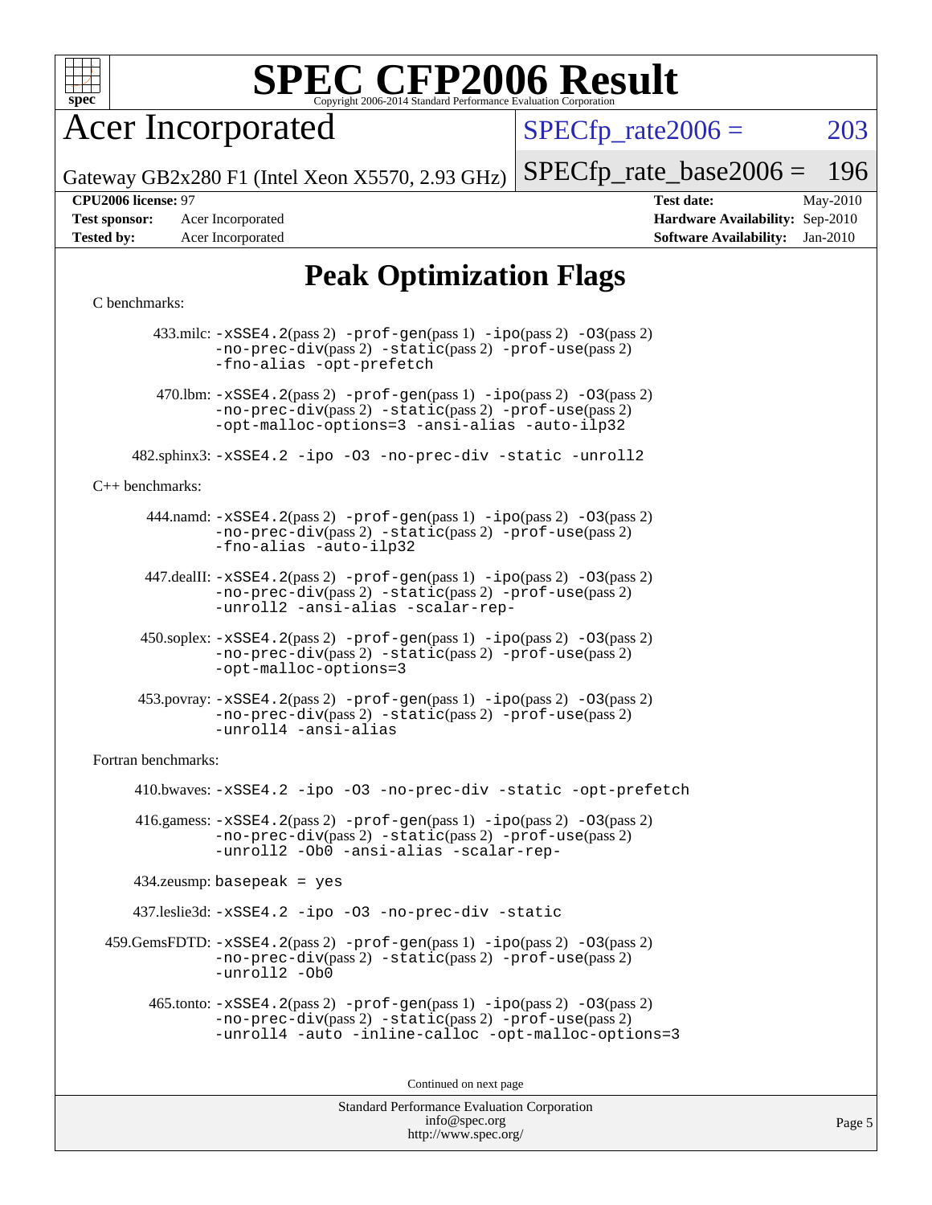# SPEC CFP2006 Result

Copyright 2006-2014 Standard Performance Evaluation Corporation

## Acer Incorporated

Gateway GB2x280 F1 (Intel Xeon X5570, 2.93 GHz)

SPECfp_rate2006 = 203

SPECfp_rate_base2006 = 196

**CPU2006 license:** 97
**Test sponsor:** Acer Incorporated
**Tested by:** Acer Incorporated

**Test date:** May-2010
**Hardware Availability:** Sep-2010
**Software Availability:** Jan-2010

## Peak Optimization Flags

C benchmarks:

433.milc: -xSSE4.2(pass 2) -prof-gen(pass 1) -ipo(pass 2) -O3(pass 2) -no-prec-div(pass 2) -static(pass 2) -prof-use(pass 2) -fno-alias -opt-prefetch

470.lbm: -xSSE4.2(pass 2) -prof-gen(pass 1) -ipo(pass 2) -O3(pass 2) -no-prec-div(pass 2) -static(pass 2) -prof-use(pass 2) -opt-malloc-options=3 -ansi-alias -auto-ilp32

482.sphinx3: -xSSE4.2 -ipo -O3 -no-prec-div -static -unroll2

C++ benchmarks:

444.namd: -xSSE4.2(pass 2) -prof-gen(pass 1) -ipo(pass 2) -O3(pass 2) -no-prec-div(pass 2) -static(pass 2) -prof-use(pass 2) -fno-alias -auto-ilp32

447.dealII: -xSSE4.2(pass 2) -prof-gen(pass 1) -ipo(pass 2) -O3(pass 2) -no-prec-div(pass 2) -static(pass 2) -prof-use(pass 2) -unroll2 -ansi-alias -scalar-rep-

450.soplex: -xSSE4.2(pass 2) -prof-gen(pass 1) -ipo(pass 2) -O3(pass 2) -no-prec-div(pass 2) -static(pass 2) -prof-use(pass 2) -opt-malloc-options=3

453.povray: -xSSE4.2(pass 2) -prof-gen(pass 1) -ipo(pass 2) -O3(pass 2) -no-prec-div(pass 2) -static(pass 2) -prof-use(pass 2) -unroll4 -ansi-alias

Fortran benchmarks:

410.bwaves: -xSSE4.2 -ipo -O3 -no-prec-div -static -opt-prefetch

416.gamess: -xSSE4.2(pass 2) -prof-gen(pass 1) -ipo(pass 2) -O3(pass 2) -no-prec-div(pass 2) -static(pass 2) -prof-use(pass 2) -unroll2 -Ob0 -ansi-alias -scalar-rep-

434.zeusmp: basepeak = yes

437.leslie3d: -xSSE4.2 -ipo -O3 -no-prec-div -static

459.GemsFDTD: -xSSE4.2(pass 2) -prof-gen(pass 1) -ipo(pass 2) -O3(pass 2) -no-prec-div(pass 2) -static(pass 2) -prof-use(pass 2) -unroll2 -Ob0

465.tonto: -xSSE4.2(pass 2) -prof-gen(pass 1) -ipo(pass 2) -O3(pass 2) -no-prec-div(pass 2) -static(pass 2) -prof-use(pass 2) -unroll4 -auto -inline-calloc -opt-malloc-options=3

Continued on next page

Standard Performance Evaluation Corporation
info@spec.org
http://www.spec.org/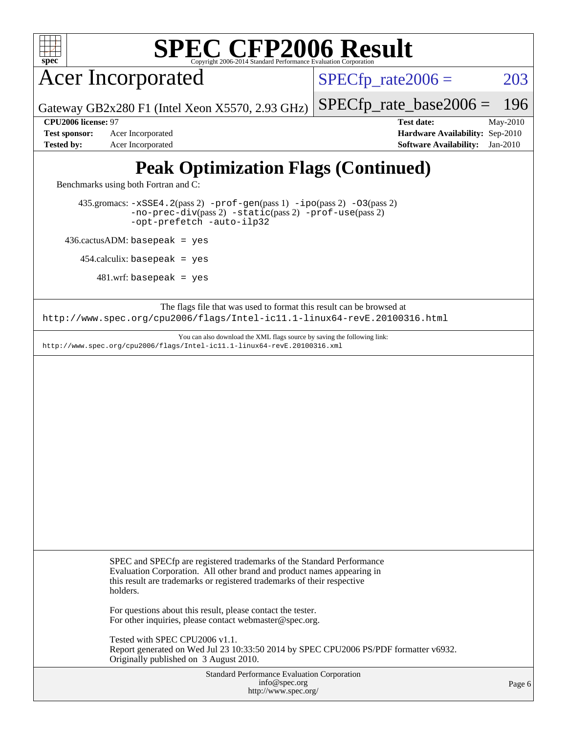# Peak Optimization Flags (Continued)

Benchmarks using both Fortran and C:

435.gromacs: `-xSSE4.2`(pass 2) `-prof-gen`(pass 1) `-ipo`(pass 2) `-O3`(pass 2) `-no-prec-div`(pass 2) `-static`(pass 2) `-prof-use`(pass 2) `-opt-prefetch` `-auto-ilp32`

436.cactusADM: `basepeak = yes`

454.calculix: `basepeak = yes`

481.wrf: `basepeak = yes`

The flags file that was used to format this result can be browsed at
http://www.spec.org/cpu2006/flags/Intel-ic11.1-linux64-revE.20100316.html

You can also download the XML flags source by saving the following link:
http://www.spec.org/cpu2006/flags/Intel-ic11.1-linux64-revE.20100316.xml

SPEC and SPECfp are registered trademarks of the Standard Performance Evaluation Corporation. All other brand and product names appearing in this result are trademarks or registered trademarks of their respective holders.

For questions about this result, please contact the tester.
For other inquiries, please contact webmaster@spec.org.

Tested with SPEC CPU2006 v1.1.
Report generated on Wed Jul 23 10:33:50 2014 by SPEC CPU2006 PS/PDF formatter v6932.
Originally published on 3 August 2010.